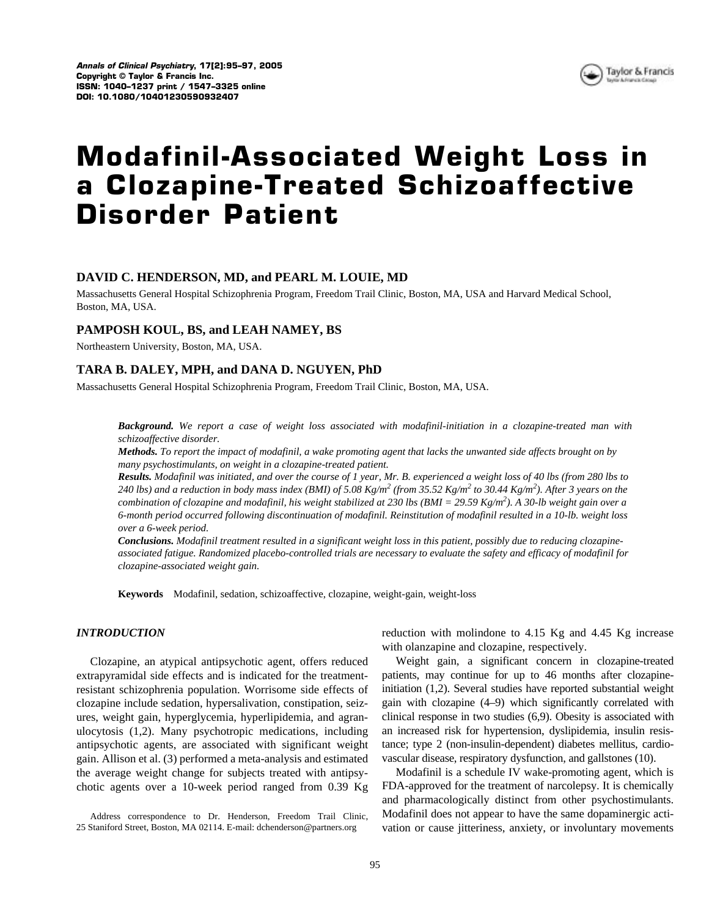# Modafinil-Associated Weight Loss in a Clozapine-Treated Schizoaffective Disorder Patient

**DAVID C. HENDERSON, MD, and PEARL M. LOUIE, MD**

Massachusetts General Hospital Schizophrenia Program, Freedom Trail Clinic, Boston, MA, USA and Harvard Medical School, Boston, MA, USA.

**PAMPOSH KOUL, BS, and LEAH NAMEY, BS**

Northeastern University, Boston, MA, USA.

**TARA B. DALEY, MPH, and DANA D. NGUYEN, PhD**

Massachusetts General Hospital Schizophrenia Program, Freedom Trail Clinic, Boston, MA, USA.

***Background.*** *We report a case of weight loss associated with modafinil-initiation in a clozapine-treated man with schizoaffective disorder.*

***Methods.*** *To report the impact of modafinil, a wake promoting agent that lacks the unwanted side affects brought on by many psychostimulants, on weight in a clozapine-treated patient.*

***Results.*** *Modafinil was initiated, and over the course of 1 year, Mr. B. experienced a weight loss of 40 lbs (from 280 lbs to 240 lbs) and a reduction in body mass index (BMI) of 5.08 Kg/m$^2$ (from 35.52 Kg/m$^2$ to 30.44 Kg/m$^2$). After 3 years on the combination of clozapine and modafinil, his weight stabilized at 230 lbs (BMI = 29.59 Kg/m$^2$). A 30-lb weight gain over a 6-month period occurred following discontinuation of modafinil. Reinstitution of modafinil resulted in a 10-lb. weight loss over a 6-week period.*

***Conclusions.*** *Modafinil treatment resulted in a significant weight loss in this patient, possibly due to reducing clozapine-associated fatigue. Randomized placebo-controlled trials are necessary to evaluate the safety and efficacy of modafinil for clozapine-associated weight gain.*

**Keywords** Modafinil, sedation, schizoaffective, clozapine, weight-gain, weight-loss

## *INTRODUCTION*

Clozapine, an atypical antipsychotic agent, offers reduced extrapyramidal side effects and is indicated for the treatment-resistant schizophrenia population. Worrisome side effects of clozapine include sedation, hypersalivation, constipation, seizures, weight gain, hyperglycemia, hyperlipidemia, and agranulocytosis (1,2). Many psychotropic medications, including antipsychotic agents, are associated with significant weight gain. Allison et al. (3) performed a meta-analysis and estimated the average weight change for subjects treated with antipsychotic agents over a 10-week period ranged from 0.39 Kg reduction with molindone to 4.15 Kg and 4.45 Kg increase with olanzapine and clozapine, respectively.

Weight gain, a significant concern in clozapine-treated patients, may continue for up to 46 months after clozapine-initiation (1,2). Several studies have reported substantial weight gain with clozapine (4–9) which significantly correlated with clinical response in two studies (6,9). Obesity is associated with an increased risk for hypertension, dyslipidemia, insulin resistance; type 2 (non-insulin-dependent) diabetes mellitus, cardiovascular disease, respiratory dysfunction, and gallstones (10).

Modafinil is a schedule IV wake-promoting agent, which is FDA-approved for the treatment of narcolepsy. It is chemically and pharmacologically distinct from other psychostimulants. Modafinil does not appear to have the same dopaminergic activation or cause jitteriness, anxiety, or involuntary movements

Address correspondence to Dr. Henderson, Freedom Trail Clinic, 25 Staniford Street, Boston, MA 02114. E-mail: dchenderson@partners.org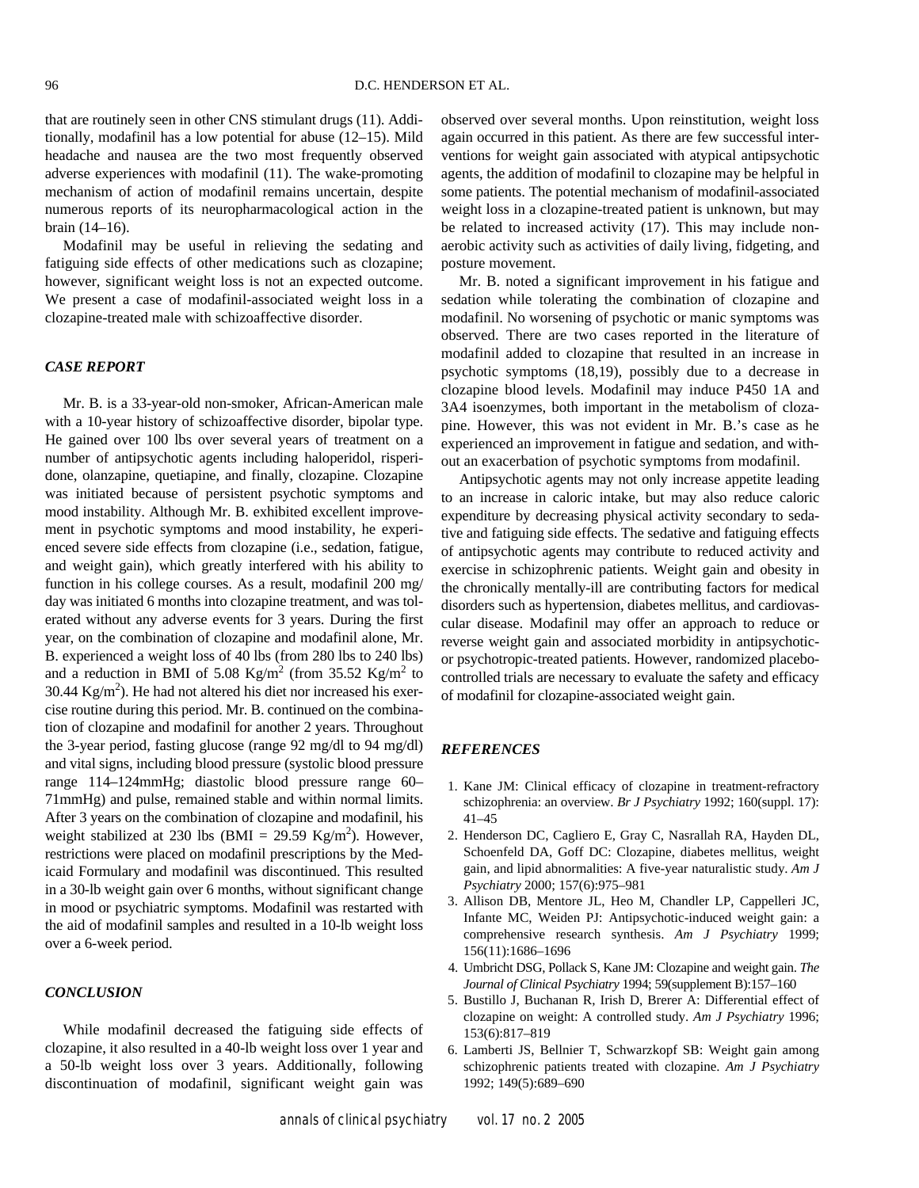that are routinely seen in other CNS stimulant drugs (11). Additionally, modafinil has a low potential for abuse (12–15). Mild headache and nausea are the two most frequently observed adverse experiences with modafinil (11). The wake-promoting mechanism of action of modafinil remains uncertain, despite numerous reports of its neuropharmacological action in the brain (14–16).

Modafinil may be useful in relieving the sedating and fatiguing side effects of other medications such as clozapine; however, significant weight loss is not an expected outcome. We present a case of modafinil-associated weight loss in a clozapine-treated male with schizoaffective disorder.

### *CASE REPORT*

Mr. B. is a 33-year-old non-smoker, African-American male with a 10-year history of schizoaffective disorder, bipolar type. He gained over 100 lbs over several years of treatment on a number of antipsychotic agents including haloperidol, risperidone, olanzapine, quetiapine, and finally, clozapine. Clozapine was initiated because of persistent psychotic symptoms and mood instability. Although Mr. B. exhibited excellent improvement in psychotic symptoms and mood instability, he experienced severe side effects from clozapine (i.e., sedation, fatigue, and weight gain), which greatly interfered with his ability to function in his college courses. As a result, modafinil 200 mg/day was initiated 6 months into clozapine treatment, and was tolerated without any adverse events for 3 years. During the first year, on the combination of clozapine and modafinil alone, Mr. B. experienced a weight loss of 40 lbs (from 280 lbs to 240 lbs) and a reduction in BMI of 5.08 Kg/m$^2$ (from 35.52 Kg/m$^2$ to 30.44 Kg/m$^2$). He had not altered his diet nor increased his exercise routine during this period. Mr. B. continued on the combination of clozapine and modafinil for another 2 years. Throughout the 3-year period, fasting glucose (range 92 mg/dl to 94 mg/dl) and vital signs, including blood pressure (systolic blood pressure range 114–124mmHg; diastolic blood pressure range 60–71mmHg) and pulse, remained stable and within normal limits. After 3 years on the combination of clozapine and modafinil, his weight stabilized at 230 lbs (BMI = 29.59 Kg/m$^2$). However, restrictions were placed on modafinil prescriptions by the Medicaid Formulary and modafinil was discontinued. This resulted in a 30-lb weight gain over 6 months, without significant change in mood or psychiatric symptoms. Modafinil was restarted with the aid of modafinil samples and resulted in a 10-lb weight loss over a 6-week period.

### *CONCLUSION*

While modafinil decreased the fatiguing side effects of clozapine, it also resulted in a 40-lb weight loss over 1 year and a 50-lb weight loss over 3 years. Additionally, following discontinuation of modafinil, significant weight gain was observed over several months. Upon reinstitution, weight loss again occurred in this patient. As there are few successful interventions for weight gain associated with atypical antipsychotic agents, the addition of modafinil to clozapine may be helpful in some patients. The potential mechanism of modafinil-associated weight loss in a clozapine-treated patient is unknown, but may be related to increased activity (17). This may include non-aerobic activity such as activities of daily living, fidgeting, and posture movement.

Mr. B. noted a significant improvement in his fatigue and sedation while tolerating the combination of clozapine and modafinil. No worsening of psychotic or manic symptoms was observed. There are two cases reported in the literature of modafinil added to clozapine that resulted in an increase in psychotic symptoms (18,19), possibly due to a decrease in clozapine blood levels. Modafinil may induce P450 1A and 3A4 isoenzymes, both important in the metabolism of clozapine. However, this was not evident in Mr. B.'s case as he experienced an improvement in fatigue and sedation, and without an exacerbation of psychotic symptoms from modafinil.

Antipsychotic agents may not only increase appetite leading to an increase in caloric intake, but may also reduce caloric expenditure by decreasing physical activity secondary to sedative and fatiguing side effects. The sedative and fatiguing effects of antipsychotic agents may contribute to reduced activity and exercise in schizophrenic patients. Weight gain and obesity in the chronically mentally-ill are contributing factors for medical disorders such as hypertension, diabetes mellitus, and cardiovascular disease. Modafinil may offer an approach to reduce or reverse weight gain and associated morbidity in antipsychotic- or psychotropic-treated patients. However, randomized placebo-controlled trials are necessary to evaluate the safety and efficacy of modafinil for clozapine-associated weight gain.

### *REFERENCES*

1. Kane JM: Clinical efficacy of clozapine in treatment-refractory schizophrenia: an overview. *Br J Psychiatry* 1992; 160(suppl. 17): 41–45
2. Henderson DC, Cagliero E, Gray C, Nasrallah RA, Hayden DL, Schoenfeld DA, Goff DC: Clozapine, diabetes mellitus, weight gain, and lipid abnormalities: A five-year naturalistic study. *Am J Psychiatry* 2000; 157(6):975–981
3. Allison DB, Mentore JL, Heo M, Chandler LP, Cappelleri JC, Infante MC, Weiden PJ: Antipsychotic-induced weight gain: a comprehensive research synthesis. *Am J Psychiatry* 1999; 156(11):1686–1696
4. Umbricht DSG, Pollack S, Kane JM: Clozapine and weight gain. *The Journal of Clinical Psychiatry* 1994; 59(supplement B):157–160
5. Bustillo J, Buchanan R, Irish D, Brerer A: Differential effect of clozapine on weight: A controlled study. *Am J Psychiatry* 1996; 153(6):817–819
6. Lamberti JS, Bellnier T, Schwarzkopf SB: Weight gain among schizophrenic patients treated with clozapine. *Am J Psychiatry* 1992; 149(5):689–690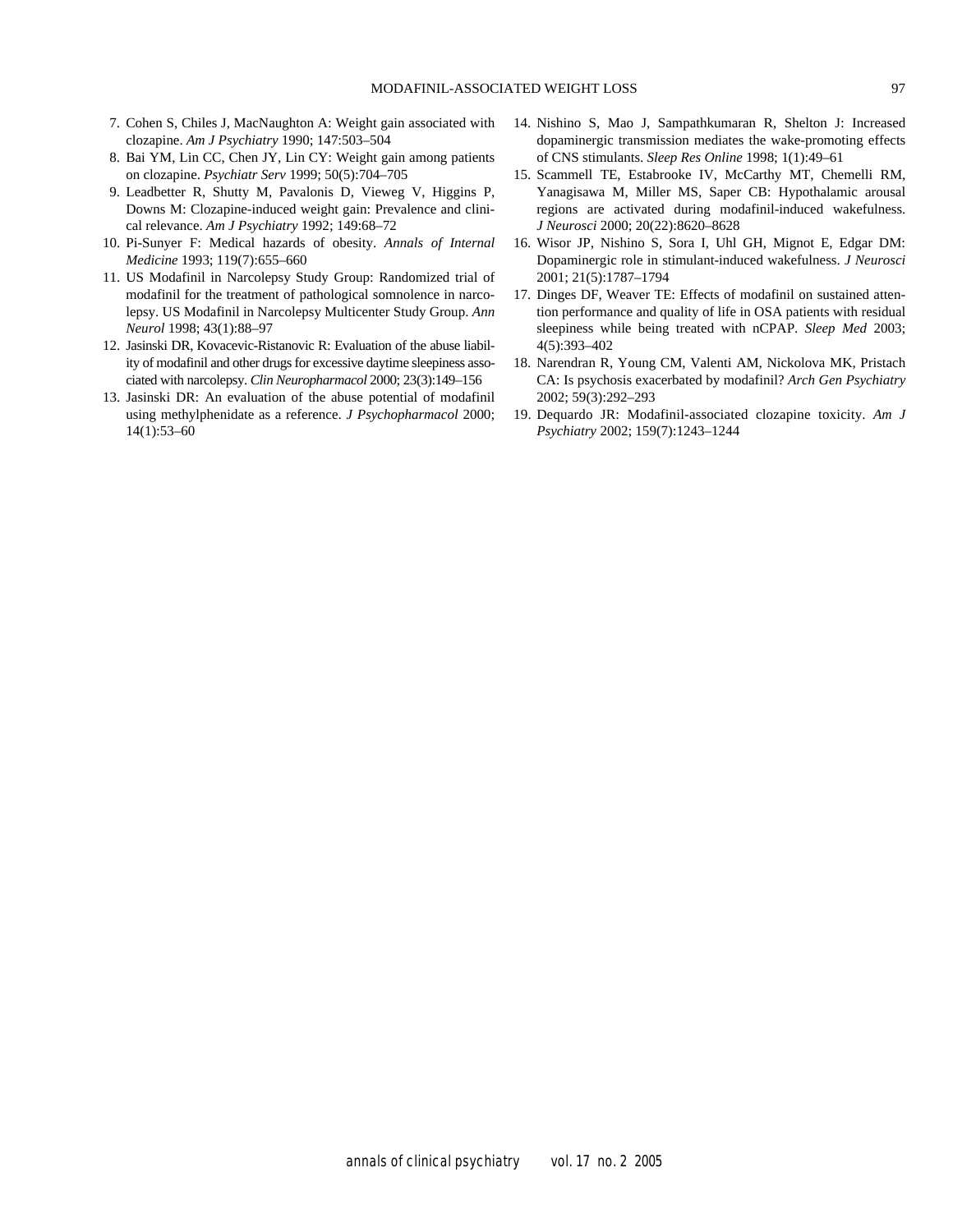7. Cohen S, Chiles J, MacNaughton A: Weight gain associated with clozapine. *Am J Psychiatry* 1990; 147:503–504
8. Bai YM, Lin CC, Chen JY, Lin CY: Weight gain among patients on clozapine. *Psychiatr Serv* 1999; 50(5):704–705
9. Leadbetter R, Shutty M, Pavalonis D, Vieweg V, Higgins P, Downs M: Clozapine-induced weight gain: Prevalence and clinical relevance. *Am J Psychiatry* 1992; 149:68–72
10. Pi-Sunyer F: Medical hazards of obesity. *Annals of Internal Medicine* 1993; 119(7):655–660
11. US Modafinil in Narcolepsy Study Group: Randomized trial of modafinil for the treatment of pathological somnolence in narcolepsy. US Modafinil in Narcolepsy Multicenter Study Group. *Ann Neurol* 1998; 43(1):88–97
12. Jasinski DR, Kovacevic-Ristanovic R: Evaluation of the abuse liability of modafinil and other drugs for excessive daytime sleepiness associated with narcolepsy. *Clin Neuropharmacol* 2000; 23(3):149–156
13. Jasinski DR: An evaluation of the abuse potential of modafinil using methylphenidate as a reference. *J Psychopharmacol* 2000; 14(1):53–60
14. Nishino S, Mao J, Sampathkumaran R, Shelton J: Increased dopaminergic transmission mediates the wake-promoting effects of CNS stimulants. *Sleep Res Online* 1998; 1(1):49–61
15. Scammell TE, Estabrooke IV, McCarthy MT, Chemelli RM, Yanagisawa M, Miller MS, Saper CB: Hypothalamic arousal regions are activated during modafinil-induced wakefulness. *J Neurosci* 2000; 20(22):8620–8628
16. Wisor JP, Nishino S, Sora I, Uhl GH, Mignot E, Edgar DM: Dopaminergic role in stimulant-induced wakefulness. *J Neurosci* 2001; 21(5):1787–1794
17. Dinges DF, Weaver TE: Effects of modafinil on sustained attention performance and quality of life in OSA patients with residual sleepiness while being treated with nCPAP. *Sleep Med* 2003; 4(5):393–402
18. Narendran R, Young CM, Valenti AM, Nickolova MK, Pristach CA: Is psychosis exacerbated by modafinil? *Arch Gen Psychiatry* 2002; 59(3):292–293
19. Dequardo JR: Modafinil-associated clozapine toxicity. *Am J Psychiatry* 2002; 159(7):1243–1244